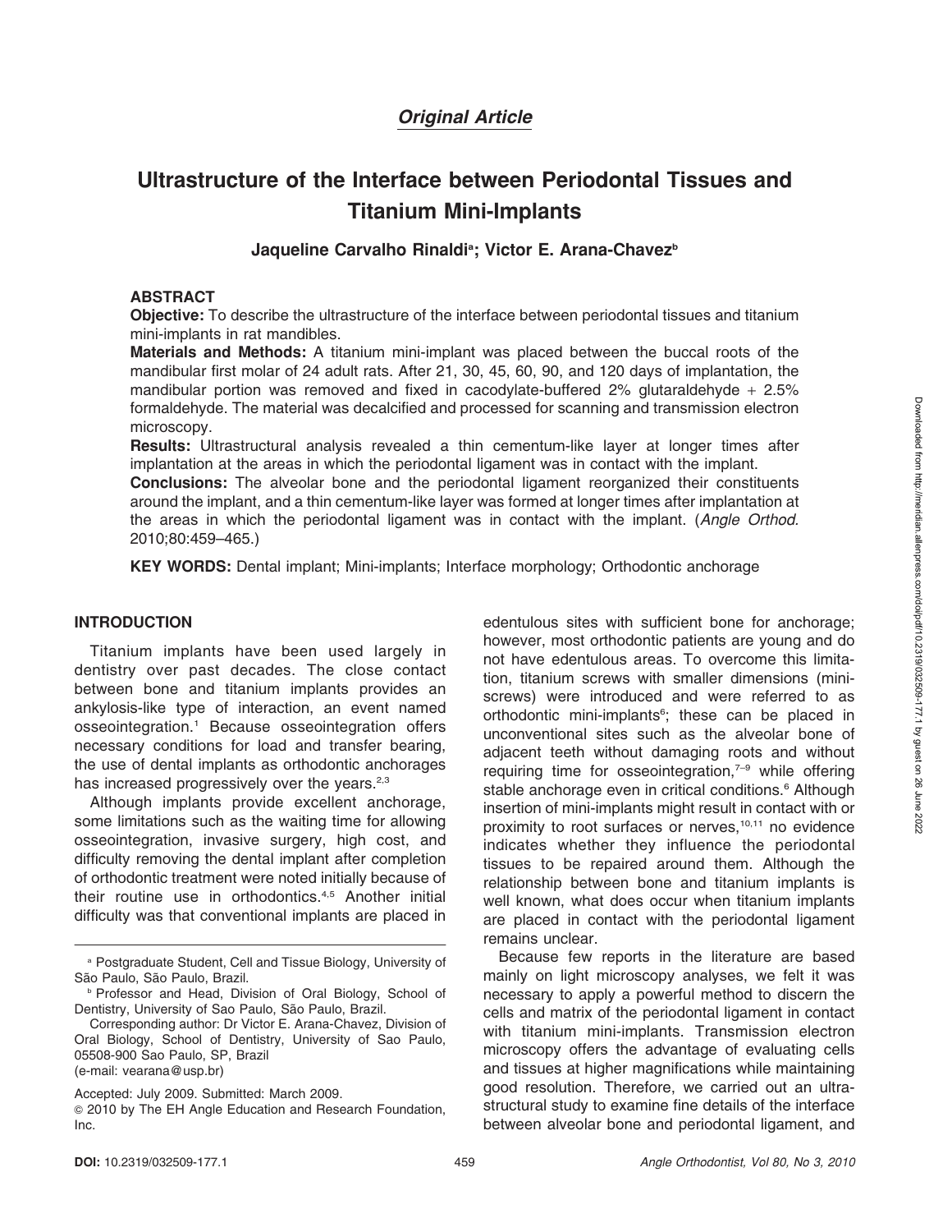*Original Article*

# Ultrastructure of the Interface between Periodontal Tissues and Titanium Mini-Implants

**Jaqueline Carvalho Rinaldi[a]; Victor E. Arana-Chavez[b]**

## ABSTRACT

**Objective:** To describe the ultrastructure of the interface between periodontal tissues and titanium mini-implants in rat mandibles.

**Materials and Methods:** A titanium mini-implant was placed between the buccal roots of the mandibular first molar of 24 adult rats. After 21, 30, 45, 60, 90, and 120 days of implantation, the mandibular portion was removed and fixed in cacodylate-buffered 2% glutaraldehyde + 2.5% formaldehyde. The material was decalcified and processed for scanning and transmission electron microscopy.

**Results:** Ultrastructural analysis revealed a thin cementum-like layer at longer times after implantation at the areas in which the periodontal ligament was in contact with the implant.

**Conclusions:** The alveolar bone and the periodontal ligament reorganized their constituents around the implant, and a thin cementum-like layer was formed at longer times after implantation at the areas in which the periodontal ligament was in contact with the implant. (*Angle Orthod*. 2010;80:459–465.)

**KEY WORDS:** Dental implant; Mini-implants; Interface morphology; Orthodontic anchorage

## INTRODUCTION

Titanium implants have been used largely in dentistry over past decades. The close contact between bone and titanium implants provides an ankylosis-like type of interaction, an event named osseointegration.[1] Because osseointegration offers necessary conditions for load and transfer bearing, the use of dental implants as orthodontic anchorages has increased progressively over the years.[2,3]

Although implants provide excellent anchorage, some limitations such as the waiting time for allowing osseointegration, invasive surgery, high cost, and difficulty removing the dental implant after completion of orthodontic treatment were noted initially because of their routine use in orthodontics.[4,5] Another initial difficulty was that conventional implants are placed in edentulous sites with sufficient bone for anchorage; however, most orthodontic patients are young and do not have edentulous areas. To overcome this limitation, titanium screws with smaller dimensions (mini-screws) were introduced and were referred to as orthodontic mini-implants[6]; these can be placed in unconventional sites such as the alveolar bone of adjacent teeth without damaging roots and without requiring time for osseointegration,[7–9] while offering stable anchorage even in critical conditions.[6] Although insertion of mini-implants might result in contact with or proximity to root surfaces or nerves,[10,11] no evidence indicates whether they influence the periodontal tissues to be repaired around them. Although the relationship between bone and titanium implants is well known, what does occur when titanium implants are placed in contact with the periodontal ligament remains unclear.

Because few reports in the literature are based mainly on light microscopy analyses, we felt it was necessary to apply a powerful method to discern the cells and matrix of the periodontal ligament in contact with titanium mini-implants. Transmission electron microscopy offers the advantage of evaluating cells and tissues at higher magnifications while maintaining good resolution. Therefore, we carried out an ultrastructural study to examine fine details of the interface between alveolar bone and periodontal ligament, and

---

[a] Postgraduate Student, Cell and Tissue Biology, University of São Paulo, São Paulo, Brazil.

[b] Professor and Head, Division of Oral Biology, School of Dentistry, University of Sao Paulo, São Paulo, Brazil.

Corresponding author: Dr Victor E. Arana-Chavez, Division of Oral Biology, School of Dentistry, University of Sao Paulo, 05508-900 Sao Paulo, SP, Brazil
(e-mail: vearana@usp.br)

Accepted: July 2009. Submitted: March 2009.

© 2010 by The EH Angle Education and Research Foundation, Inc.

DOI: 10.2319/032509-177.1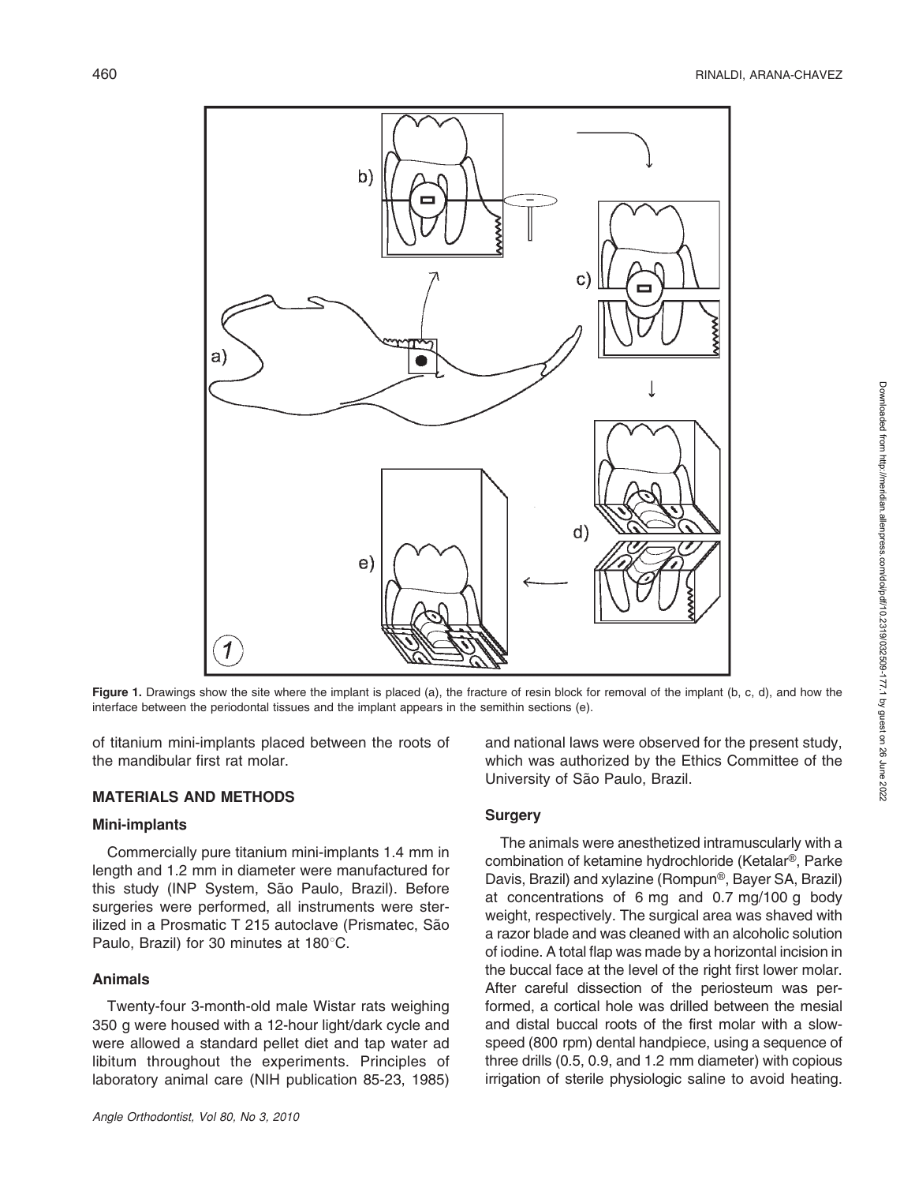**Figure 1.** Drawings show the site where the implant is placed (a), the fracture of resin block for removal of the implant (b, c, d), and how the interface between the periodontal tissues and the implant appears in the semithin sections (e).

of titanium mini-implants placed between the roots of the mandibular first rat molar.

## MATERIALS AND METHODS

### Mini-implants

Commercially pure titanium mini-implants 1.4 mm in length and 1.2 mm in diameter were manufactured for this study (INP System, São Paulo, Brazil). Before surgeries were performed, all instruments were sterilized in a Prosmatic T 215 autoclave (Prismatec, São Paulo, Brazil) for 30 minutes at 180°C.

### Animals

Twenty-four 3-month-old male Wistar rats weighing 350 g were housed with a 12-hour light/dark cycle and were allowed a standard pellet diet and tap water ad libitum throughout the experiments. Principles of laboratory animal care (NIH publication 85-23, 1985) and national laws were observed for the present study, which was authorized by the Ethics Committee of the University of São Paulo, Brazil.

### Surgery

The animals were anesthetized intramuscularly with a combination of ketamine hydrochloride (Ketalar®, Parke Davis, Brazil) and xylazine (Rompun®, Bayer SA, Brazil) at concentrations of 6 mg and 0.7 mg/100 g body weight, respectively. The surgical area was shaved with a razor blade and was cleaned with an alcoholic solution of iodine. A total flap was made by a horizontal incision in the buccal face at the level of the right first lower molar. After careful dissection of the periosteum was performed, a cortical hole was drilled between the mesial and distal buccal roots of the first molar with a slow-speed (800 rpm) dental handpiece, using a sequence of three drills (0.5, 0.9, and 1.2 mm diameter) with copious irrigation of sterile physiologic saline to avoid heating.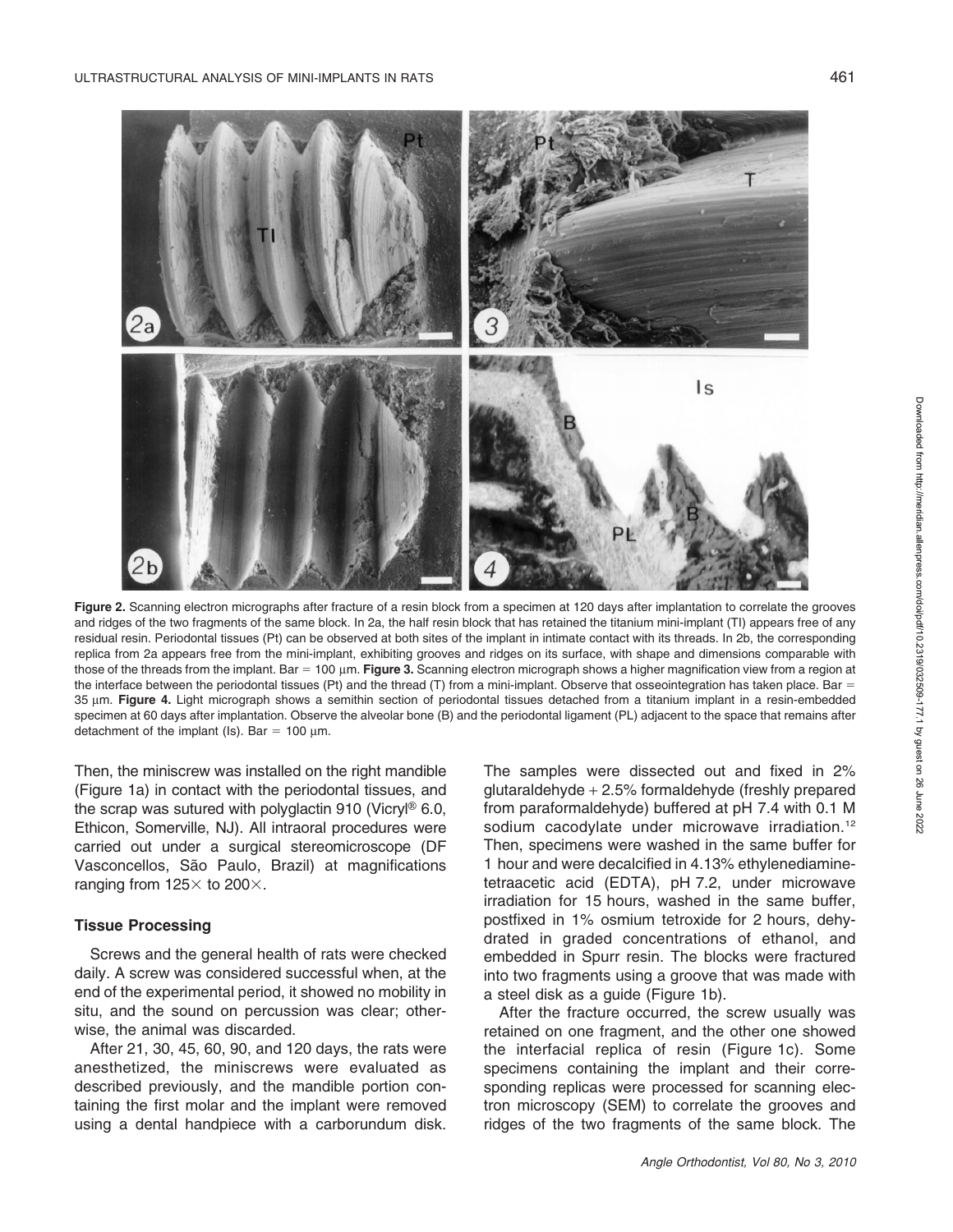Figure 2. Scanning electron micrographs after fracture of a resin block from a specimen at 120 days after implantation to correlate the grooves and ridges of the two fragments of the same block. In 2a, the half resin block that has retained the titanium mini-implant (TI) appears free of any residual resin. Periodontal tissues (Pt) can be observed at both sites of the implant in intimate contact with its threads. In 2b, the corresponding replica from 2a appears free from the mini-implant, exhibiting grooves and ridges on its surface, with shape and dimensions comparable with those of the threads from the implant. Bar = 100 μm. **Figure 3.** Scanning electron micrograph shows a higher magnification view from a region at the interface between the periodontal tissues (Pt) and the thread (T) from a mini-implant. Observe that osseointegration has taken place. Bar = 35 μm. **Figure 4.** Light micrograph shows a semithin section of periodontal tissues detached from a titanium implant in a resin-embedded specimen at 60 days after implantation. Observe the alveolar bone (B) and the periodontal ligament (PL) adjacent to the space that remains after detachment of the implant (Is). Bar = 100 μm.

Then, the miniscrew was installed on the right mandible (Figure 1a) in contact with the periodontal tissues, and the scrap was sutured with polyglactin 910 (Vicryl® 6.0, Ethicon, Somerville, NJ). All intraoral procedures were carried out under a surgical stereomicroscope (DF Vasconcellos, São Paulo, Brazil) at magnifications ranging from 125× to 200×.

### Tissue Processing

Screws and the general health of rats were checked daily. A screw was considered successful when, at the end of the experimental period, it showed no mobility in situ, and the sound on percussion was clear; otherwise, the animal was discarded.

After 21, 30, 45, 60, 90, and 120 days, the rats were anesthetized, the miniscrews were evaluated as described previously, and the mandible portion containing the first molar and the implant were removed using a dental handpiece with a carborundum disk. The samples were dissected out and fixed in 2% glutaraldehyde + 2.5% formaldehyde (freshly prepared from paraformaldehyde) buffered at pH 7.4 with 0.1 M sodium cacodylate under microwave irradiation.[12] Then, specimens were washed in the same buffer for 1 hour and were decalcified in 4.13% ethylenediaminetetraacetic acid (EDTA), pH 7.2, under microwave irradiation for 15 hours, washed in the same buffer, postfixed in 1% osmium tetroxide for 2 hours, dehydrated in graded concentrations of ethanol, and embedded in Spurr resin. The blocks were fractured into two fragments using a groove that was made with a steel disk as a guide (Figure 1b).

After the fracture occurred, the screw usually was retained on one fragment, and the other one showed the interfacial replica of resin (Figure 1c). Some specimens containing the implant and their corresponding replicas were processed for scanning electron microscopy (SEM) to correlate the grooves and ridges of the two fragments of the same block. The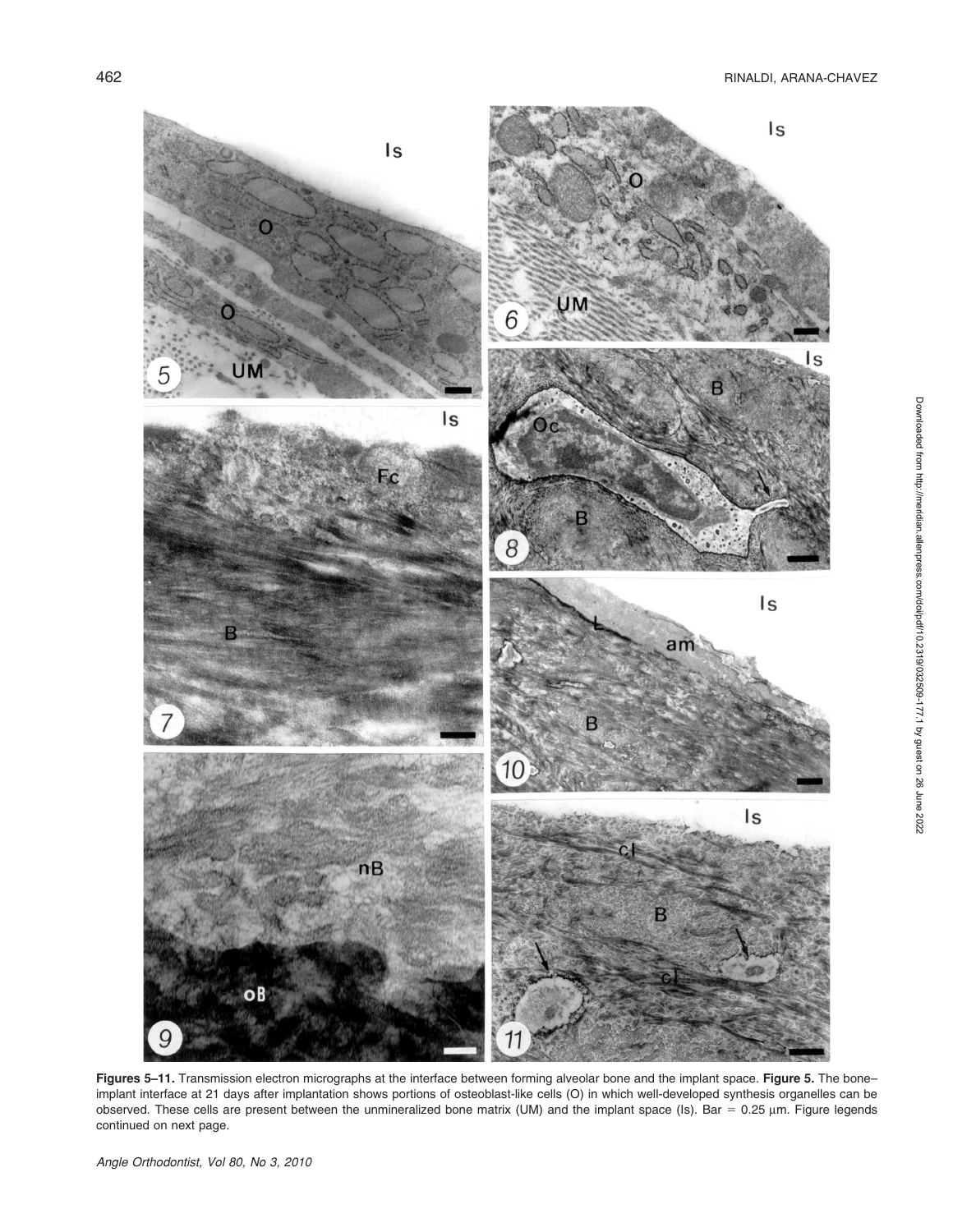**Figures 5–11.** Transmission electron micrographs at the interface between forming alveolar bone and the implant space. **Figure 5.** The bone–implant interface at 21 days after implantation shows portions of osteoblast-like cells (O) in which well-developed synthesis organelles can be observed. These cells are present between the unmineralized bone matrix (UM) and the implant space (Is). Bar = 0.25 μm. Figure legends continued on next page.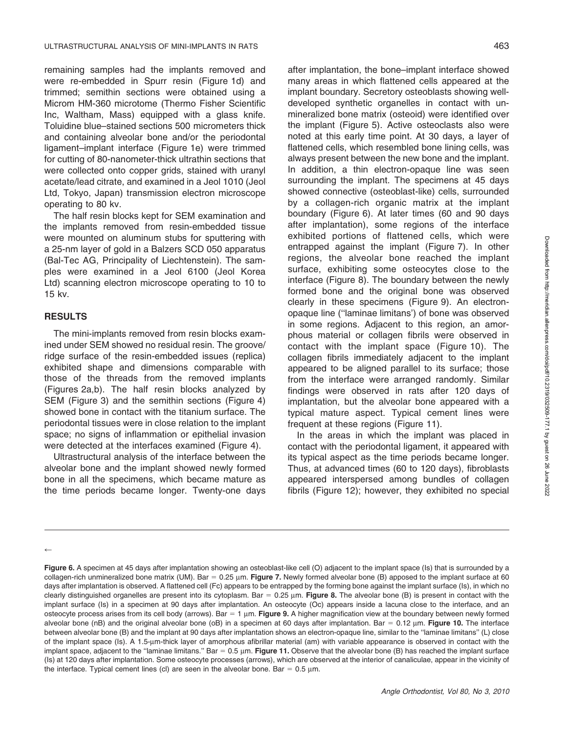remaining samples had the implants removed and were re-embedded in Spurr resin (Figure 1d) and trimmed; semithin sections were obtained using a Microm HM-360 microtome (Thermo Fisher Scientific Inc, Waltham, Mass) equipped with a glass knife. Toluidine blue–stained sections 500 micrometers thick and containing alveolar bone and/or the periodontal ligament–implant interface (Figure 1e) were trimmed for cutting of 80-nanometer-thick ultrathin sections that were collected onto copper grids, stained with uranyl acetate/lead citrate, and examined in a Jeol 1010 (Jeol Ltd, Tokyo, Japan) transmission electron microscope operating to 80 kv.

The half resin blocks kept for SEM examination and the implants removed from resin-embedded tissue were mounted on aluminum stubs for sputtering with a 25-nm layer of gold in a Balzers SCD 050 apparatus (Bal-Tec AG, Principality of Liechtenstein). The samples were examined in a Jeol 6100 (Jeol Korea Ltd) scanning electron microscope operating to 10 to 15 kv.

## RESULTS

The mini-implants removed from resin blocks examined under SEM showed no residual resin. The groove/ridge surface of the resin-embedded issues (replica) exhibited shape and dimensions comparable with those of the threads from the removed implants (Figures 2a,b). The half resin blocks analyzed by SEM (Figure 3) and the semithin sections (Figure 4) showed bone in contact with the titanium surface. The periodontal tissues were in close relation to the implant space; no signs of inflammation or epithelial invasion were detected at the interfaces examined (Figure 4).

Ultrastructural analysis of the interface between the alveolar bone and the implant showed newly formed bone in all the specimens, which became mature as the time periods became longer. Twenty-one days after implantation, the bone–implant interface showed many areas in which flattened cells appeared at the implant boundary. Secretory osteoblasts showing well-developed synthetic organelles in contact with unmineralized bone matrix (osteoid) were identified over the implant (Figure 5). Active osteoclasts also were noted at this early time point. At 30 days, a layer of flattened cells, which resembled bone lining cells, was always present between the new bone and the implant. In addition, a thin electron-opaque line was seen surrounding the implant. The specimens at 45 days showed connective (osteoblast-like) cells, surrounded by a collagen-rich organic matrix at the implant boundary (Figure 6). At later times (60 and 90 days after implantation), some regions of the interface exhibited portions of flattened cells, which were entrapped against the implant (Figure 7). In other regions, the alveolar bone reached the implant surface, exhibiting some osteocytes close to the interface (Figure 8). The boundary between the newly formed bone and the original bone was observed clearly in these specimens (Figure 9). An electron-opaque line (''laminae limitans') of bone was observed in some regions. Adjacent to this region, an amorphous material or collagen fibrils were observed in contact with the implant space (Figure 10). The collagen fibrils immediately adjacent to the implant appeared to be aligned parallel to its surface; those from the interface were arranged randomly. Similar findings were observed in rats after 120 days of implantation, but the alveolar bone appeared with a typical mature aspect. Typical cement lines were frequent at these regions (Figure 11).

In the areas in which the implant was placed in contact with the periodontal ligament, it appeared with its typical aspect as the time periods became longer. Thus, at advanced times (60 to 120 days), fibroblasts appeared interspersed among bundles of collagen fibrils (Figure 12); however, they exhibited no special

←

**Figure 6.** A specimen at 45 days after implantation showing an osteoblast-like cell (O) adjacent to the implant space (Is) that is surrounded by a collagen-rich unmineralized bone matrix (UM). Bar = 0.25 μm. **Figure 7.** Newly formed alveolar bone (B) apposed to the implant surface at 60 days after implantation is observed. A flattened cell (Fc) appears to be entrapped by the forming bone against the implant surface (Is), in which no clearly distinguished organelles are present into its cytoplasm. Bar = 0.25 μm. **Figure 8.** The alveolar bone (B) is present in contact with the implant surface (Is) in a specimen at 90 days after implantation. An osteocyte (Oc) appears inside a lacuna close to the interface, and an osteocyte process arises from its cell body (arrows). Bar = 1 μm. **Figure 9.** A higher magnification view at the boundary between newly formed alveolar bone (nB) and the original alveolar bone (oB) in a specimen at 60 days after implantation. Bar = 0.12 μm. **Figure 10.** The interface between alveolar bone (B) and the implant at 90 days after implantation shows an electron-opaque line, similar to the ''laminae limitans'' (L) close of the implant space (Is). A 1.5-μm-thick layer of amorphous afibrillar material (am) with variable appearance is observed in contact with the implant space, adjacent to the ''laminae limitans.'' Bar = 0.5 μm. **Figure 11.** Observe that the alveolar bone (B) has reached the implant surface (Is) at 120 days after implantation. Some osteocyte processes (arrows), which are observed at the interior of canaliculae, appear in the vicinity of the interface. Typical cement lines (cl) are seen in the alveolar bone. Bar = 0.5 μm.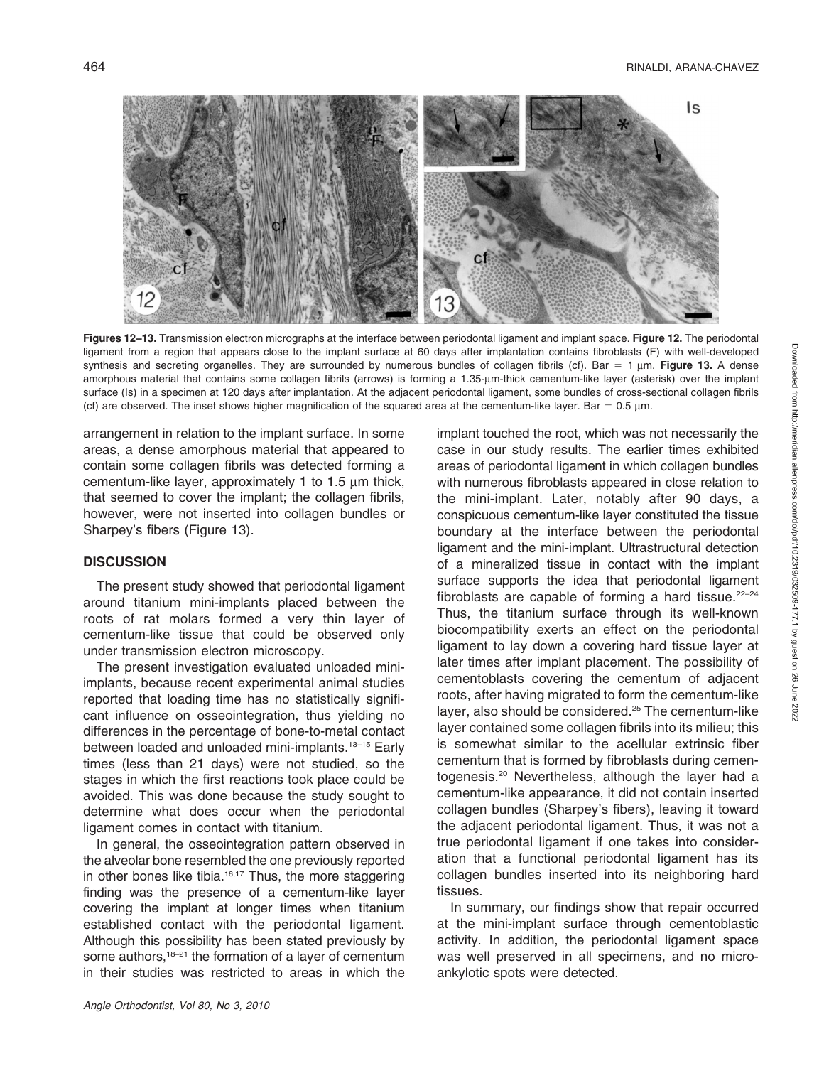**Figures 12–13.** Transmission electron micrographs at the interface between periodontal ligament and implant space. **Figure 12.** The periodontal ligament from a region that appears close to the implant surface at 60 days after implantation contains fibroblasts (F) with well-developed synthesis and secreting organelles. They are surrounded by numerous bundles of collagen fibrils (cf). Bar = 1 μm. **Figure 13.** A dense amorphous material that contains some collagen fibrils (arrows) is forming a 1.35-μm-thick cementum-like layer (asterisk) over the implant surface (Is) in a specimen at 120 days after implantation. At the adjacent periodontal ligament, some bundles of cross-sectional collagen fibrils (cf) are observed. The inset shows higher magnification of the squared area at the cementum-like layer. Bar = 0.5 μm.

arrangement in relation to the implant surface. In some areas, a dense amorphous material that appeared to contain some collagen fibrils was detected forming a cementum-like layer, approximately 1 to 1.5 μm thick, that seemed to cover the implant; the collagen fibrils, however, were not inserted into collagen bundles or Sharpey's fibers (Figure 13).

## DISCUSSION

The present study showed that periodontal ligament around titanium mini-implants placed between the roots of rat molars formed a very thin layer of cementum-like tissue that could be observed only under transmission electron microscopy.

The present investigation evaluated unloaded mini-implants, because recent experimental animal studies reported that loading time has no statistically significant influence on osseointegration, thus yielding no differences in the percentage of bone-to-metal contact between loaded and unloaded mini-implants.[13–15] Early times (less than 21 days) were not studied, so the stages in which the first reactions took place could be avoided. This was done because the study sought to determine what does occur when the periodontal ligament comes in contact with titanium.

In general, the osseointegration pattern observed in the alveolar bone resembled the one previously reported in other bones like tibia.[16,17] Thus, the more staggering finding was the presence of a cementum-like layer covering the implant at longer times when titanium established contact with the periodontal ligament. Although this possibility has been stated previously by some authors,[18–21] the formation of a layer of cementum in their studies was restricted to areas in which the implant touched the root, which was not necessarily the case in our study results. The earlier times exhibited areas of periodontal ligament in which collagen bundles with numerous fibroblasts appeared in close relation to the mini-implant. Later, notably after 90 days, a conspicuous cementum-like layer constituted the tissue boundary at the interface between the periodontal ligament and the mini-implant. Ultrastructural detection of a mineralized tissue in contact with the implant surface supports the idea that periodontal ligament fibroblasts are capable of forming a hard tissue.[22–24] Thus, the titanium surface through its well-known biocompatibility exerts an effect on the periodontal ligament to lay down a covering hard tissue layer at later times after implant placement. The possibility of cementoblasts covering the cementum of adjacent roots, after having migrated to form the cementum-like layer, also should be considered.[25] The cementum-like layer contained some collagen fibrils into its milieu; this is somewhat similar to the acellular extrinsic fiber cementum that is formed by fibroblasts during cementogenesis.[20] Nevertheless, although the layer had a cementum-like appearance, it did not contain inserted collagen bundles (Sharpey's fibers), leaving it toward the adjacent periodontal ligament. Thus, it was not a true periodontal ligament if one takes into consideration that a functional periodontal ligament has its collagen bundles inserted into its neighboring hard tissues.

In summary, our findings show that repair occurred at the mini-implant surface through cementoblastic activity. In addition, the periodontal ligament space was well preserved in all specimens, and no micro-ankylotic spots were detected.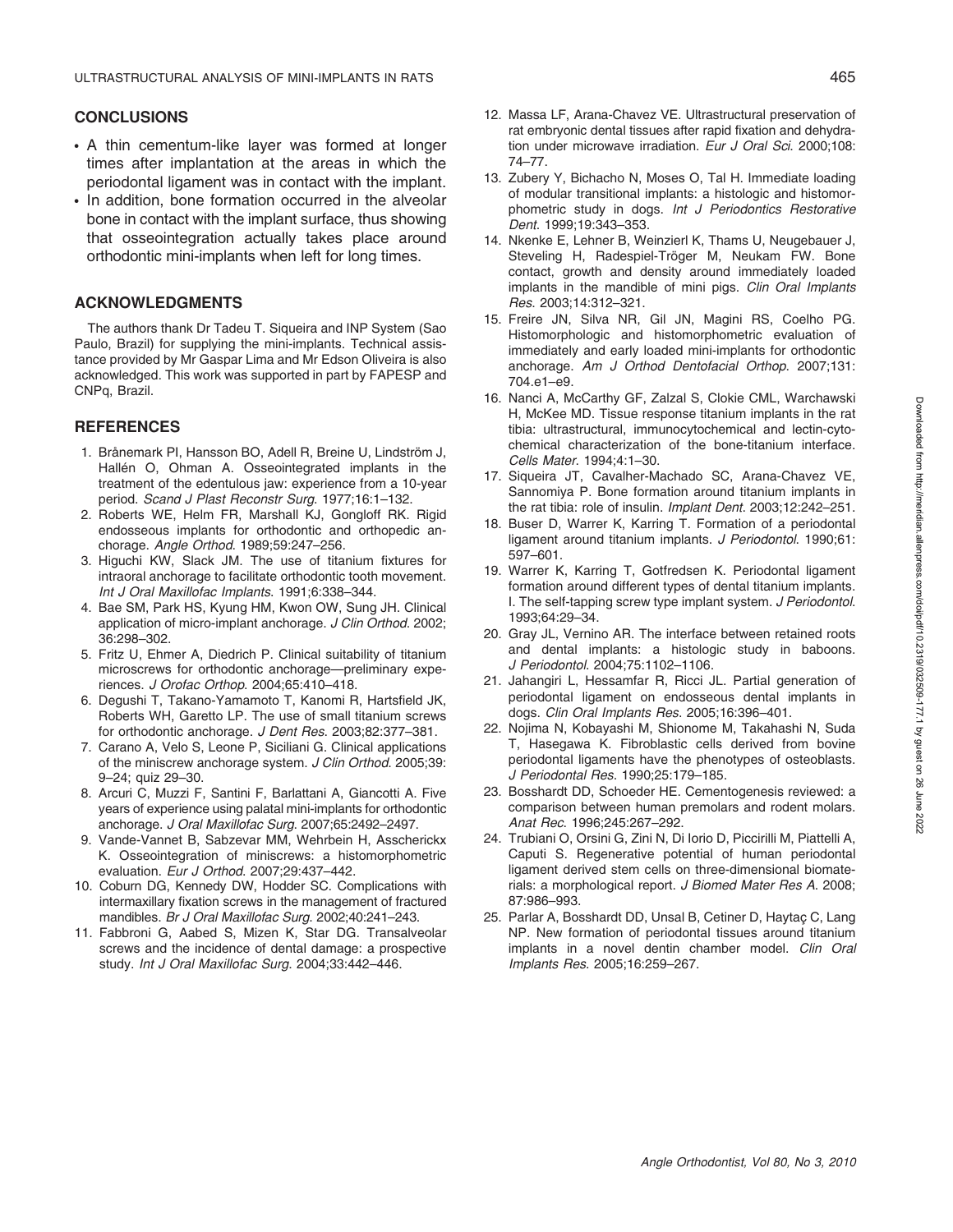## CONCLUSIONS

- A thin cementum-like layer was formed at longer times after implantation at the areas in which the periodontal ligament was in contact with the implant.
- In addition, bone formation occurred in the alveolar bone in contact with the implant surface, thus showing that osseointegration actually takes place around orthodontic mini-implants when left for long times.

## ACKNOWLEDGMENTS

The authors thank Dr Tadeu T. Siqueira and INP System (Sao Paulo, Brazil) for supplying the mini-implants. Technical assistance provided by Mr Gaspar Lima and Mr Edson Oliveira is also acknowledged. This work was supported in part by FAPESP and CNPq, Brazil.

## REFERENCES

1. Brånemark PI, Hansson BO, Adell R, Breine U, Lindström J, Hallén O, Ohman A. Osseointegrated implants in the treatment of the edentulous jaw: experience from a 10-year period. *Scand J Plast Reconstr Surg*. 1977;16:1–132.
2. Roberts WE, Helm FR, Marshall KJ, Gongloff RK. Rigid endosseous implants for orthodontic and orthopedic anchorage. *Angle Orthod*. 1989;59:247–256.
3. Higuchi KW, Slack JM. The use of titanium fixtures for intraoral anchorage to facilitate orthodontic tooth movement. *Int J Oral Maxillofac Implants*. 1991;6:338–344.
4. Bae SM, Park HS, Kyung HM, Kwon OW, Sung JH. Clinical application of micro-implant anchorage. *J Clin Orthod*. 2002; 36:298–302.
5. Fritz U, Ehmer A, Diedrich P. Clinical suitability of titanium microscrews for orthodontic anchorage—preliminary experiences. *J Orofac Orthop*. 2004;65:410–418.
6. Degushi T, Takano-Yamamoto T, Kanomi R, Hartsfield JK, Roberts WH, Garetto LP. The use of small titanium screws for orthodontic anchorage. *J Dent Res*. 2003;82:377–381.
7. Carano A, Velo S, Leone P, Siciliani G. Clinical applications of the miniscrew anchorage system. *J Clin Orthod*. 2005;39: 9–24; quiz 29–30.
8. Arcuri C, Muzzi F, Santini F, Barlattani A, Giancotti A. Five years of experience using palatal mini-implants for orthodontic anchorage. *J Oral Maxillofac Surg*. 2007;65:2492–2497.
9. Vande-Vannet B, Sabzevar MM, Wehrbein H, Asscherickx K. Osseointegration of miniscrews: a histomorphometric evaluation. *Eur J Orthod*. 2007;29:437–442.
10. Coburn DG, Kennedy DW, Hodder SC. Complications with intermaxillary fixation screws in the management of fractured mandibles. *Br J Oral Maxillofac Surg*. 2002;40:241–243.
11. Fabbroni G, Aabed S, Mizen K, Star DG. Transalveolar screws and the incidence of dental damage: a prospective study. *Int J Oral Maxillofac Surg*. 2004;33:442–446.
12. Massa LF, Arana-Chavez VE. Ultrastructural preservation of rat embryonic dental tissues after rapid fixation and dehydration under microwave irradiation. *Eur J Oral Sci*. 2000;108: 74–77.
13. Zubery Y, Bichacho N, Moses O, Tal H. Immediate loading of modular transitional implants: a histologic and histomorphometric study in dogs. *Int J Periodontics Restorative Dent*. 1999;19:343–353.
14. Nkenke E, Lehner B, Weinzierl K, Thams U, Neugebauer J, Steveling H, Radespiel-Tröger M, Neukam FW. Bone contact, growth and density around immediately loaded implants in the mandible of mini pigs. *Clin Oral Implants Res*. 2003;14:312–321.
15. Freire JN, Silva NR, Gil JN, Magini RS, Coelho PG. Histomorphologic and histomorphometric evaluation of immediately and early loaded mini-implants for orthodontic anchorage. *Am J Orthod Dentofacial Orthop*. 2007;131: 704.e1–e9.
16. Nanci A, McCarthy GF, Zalzal S, Clokie CML, Warchawski H, McKee MD. Tissue response titanium implants in the rat tibia: ultrastructural, immunocytochemical and lectin-cytochemical characterization of the bone-titanium interface. *Cells Mater*. 1994;4:1–30.
17. Siqueira JT, Cavalher-Machado SC, Arana-Chavez VE, Sannomiya P. Bone formation around titanium implants in the rat tibia: role of insulin. *Implant Dent*. 2003;12:242–251.
18. Buser D, Warrer K, Karring T. Formation of a periodontal ligament around titanium implants. *J Periodontol*. 1990;61: 597–601.
19. Warrer K, Karring T, Gotfredsen K. Periodontal ligament formation around different types of dental titanium implants. I. The self-tapping screw type implant system. *J Periodontol*. 1993;64:29–34.
20. Gray JL, Vernino AR. The interface between retained roots and dental implants: a histologic study in baboons. *J Periodontol*. 2004;75:1102–1106.
21. Jahangiri L, Hessamfar R, Ricci JL. Partial generation of periodontal ligament on endosseous dental implants in dogs. *Clin Oral Implants Res*. 2005;16:396–401.
22. Nojima N, Kobayashi M, Shionome M, Takahashi N, Suda T, Hasegawa K. Fibroblastic cells derived from bovine periodontal ligaments have the phenotypes of osteoblasts. *J Periodontal Res*. 1990;25:179–185.
23. Bosshardt DD, Schoeder HE. Cementogenesis reviewed: a comparison between human premolars and rodent molars. *Anat Rec*. 1996;245:267–292.
24. Trubiani O, Orsini G, Zini N, Di Iorio D, Piccirilli M, Piattelli A, Caputi S. Regenerative potential of human periodontal ligament derived stem cells on three-dimensional biomaterials: a morphological report. *J Biomed Mater Res A*. 2008; 87:986–993.
25. Parlar A, Bosshardt DD, Unsal B, Cetiner D, Haytaç C, Lang NP. New formation of periodontal tissues around titanium implants in a novel dentin chamber model. *Clin Oral Implants Res*. 2005;16:259–267.